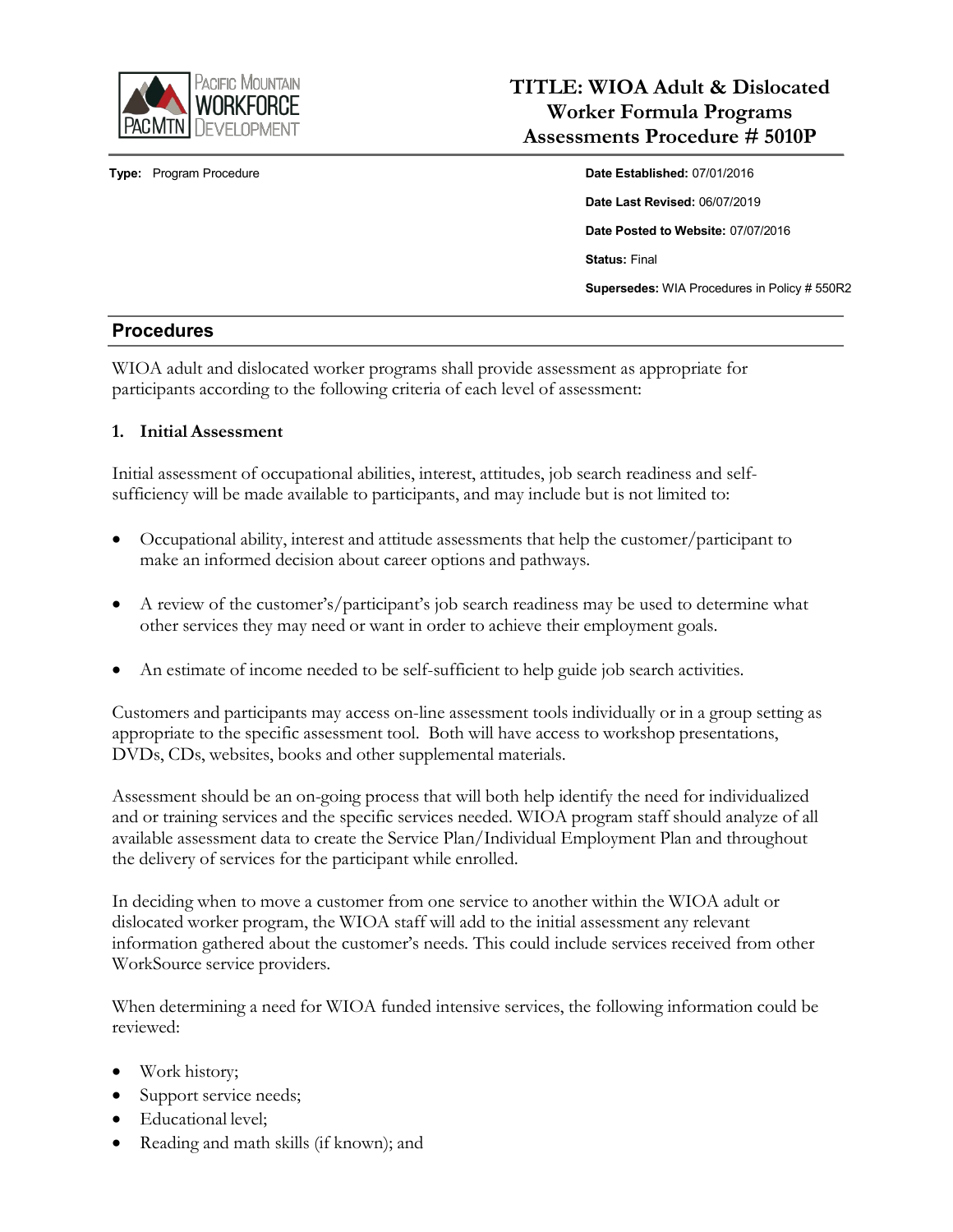# TITLE: WIOA Adult & Dislocated Worker Formula Programs Assessments Procedure # 5010P

**Type:** Program Procedure

**Date Established:** 07/01/2016

**Date Last Revised:** 06/07/2019

**Date Posted to Website:** 07/07/2016

**Status:** Final

**Supersedes:** WIA Procedures in Policy # 550R2

## Procedures

WIOA adult and dislocated worker programs shall provide assessment as appropriate for participants according to the following criteria of each level of assessment:

### 1. Initial Assessment

Initial assessment of occupational abilities, interest, attitudes, job search readiness and self-sufficiency will be made available to participants, and may include but is not limited to:

- Occupational ability, interest and attitude assessments that help the customer/participant to make an informed decision about career options and pathways.
- A review of the customer's/participant's job search readiness may be used to determine what other services they may need or want in order to achieve their employment goals.
- An estimate of income needed to be self-sufficient to help guide job search activities.

Customers and participants may access on-line assessment tools individually or in a group setting as appropriate to the specific assessment tool. Both will have access to workshop presentations, DVDs, CDs, websites, books and other supplemental materials.

Assessment should be an on-going process that will both help identify the need for individualized and or training services and the specific services needed. WIOA program staff should analyze of all available assessment data to create the Service Plan/Individual Employment Plan and throughout the delivery of services for the participant while enrolled.

In deciding when to move a customer from one service to another within the WIOA adult or dislocated worker program, the WIOA staff will add to the initial assessment any relevant information gathered about the customer's needs. This could include services received from other WorkSource service providers.

When determining a need for WIOA funded intensive services, the following information could be reviewed:

- Work history;
- Support service needs;
- Educational level;
- Reading and math skills (if known); and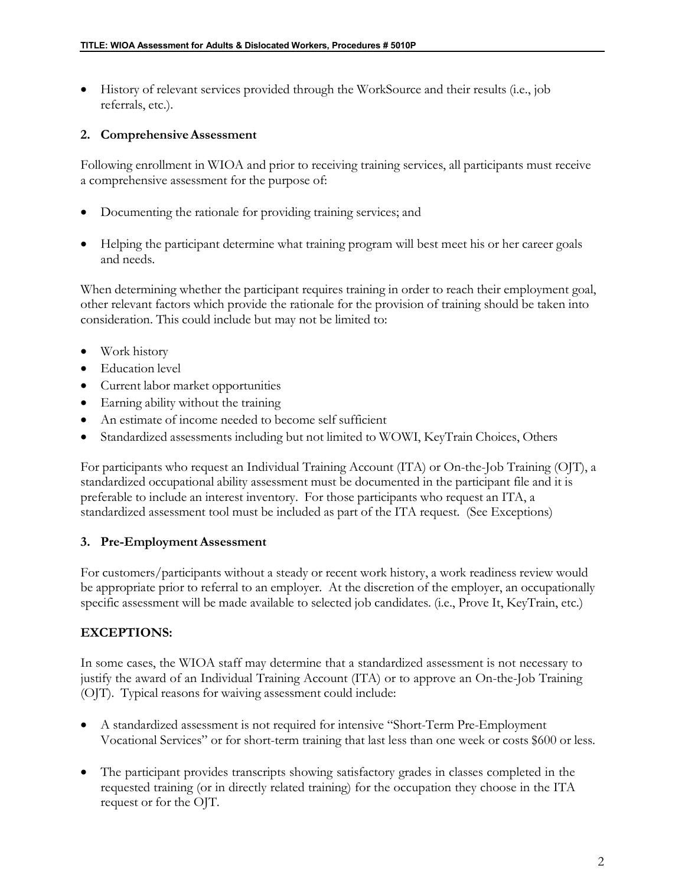- History of relevant services provided through the WorkSource and their results (i.e., job referrals, etc.).

### 2. Comprehensive Assessment

Following enrollment in WIOA and prior to receiving training services, all participants must receive a comprehensive assessment for the purpose of:

- Documenting the rationale for providing training services; and
- Helping the participant determine what training program will best meet his or her career goals and needs.

When determining whether the participant requires training in order to reach their employment goal, other relevant factors which provide the rationale for the provision of training should be taken into consideration. This could include but may not be limited to:

- Work history
- Education level
- Current labor market opportunities
- Earning ability without the training
- An estimate of income needed to become self sufficient
- Standardized assessments including but not limited to WOWI, KeyTrain Choices, Others

For participants who request an Individual Training Account (ITA) or On-the-Job Training (OJT), a standardized occupational ability assessment must be documented in the participant file and it is preferable to include an interest inventory. For those participants who request an ITA, a standardized assessment tool must be included as part of the ITA request. (See Exceptions)

### 3. Pre-Employment Assessment

For customers/participants without a steady or recent work history, a work readiness review would be appropriate prior to referral to an employer. At the discretion of the employer, an occupationally specific assessment will be made available to selected job candidates. (i.e., Prove It, KeyTrain, etc.)

## EXCEPTIONS:

In some cases, the WIOA staff may determine that a standardized assessment is not necessary to justify the award of an Individual Training Account (ITA) or to approve an On-the-Job Training (OJT). Typical reasons for waiving assessment could include:

- A standardized assessment is not required for intensive "Short-Term Pre-Employment Vocational Services" or for short-term training that last less than one week or costs $600 or less.
- The participant provides transcripts showing satisfactory grades in classes completed in the requested training (or in directly related training) for the occupation they choose in the ITA request or for the OJT.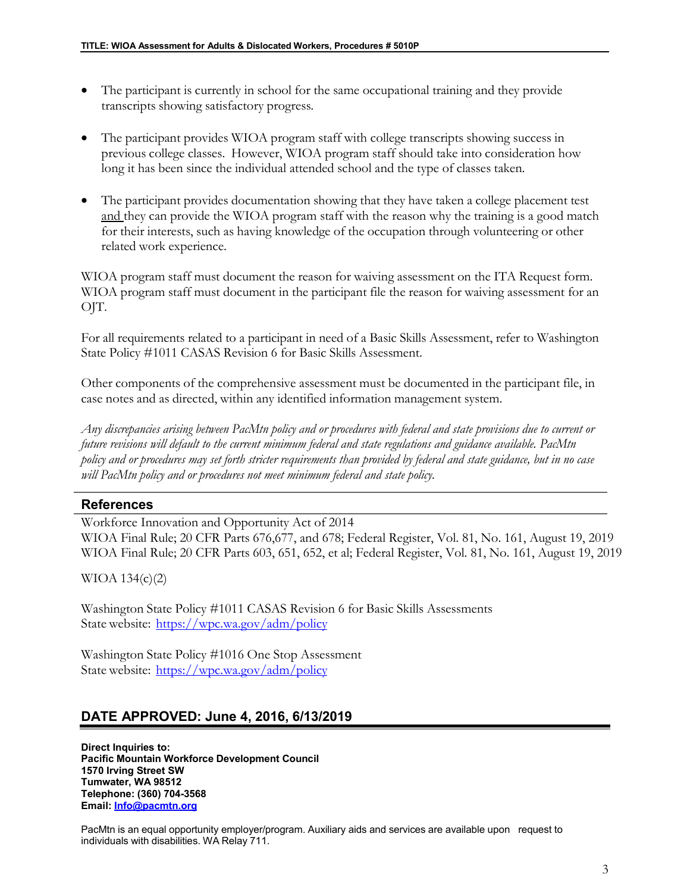- The participant is currently in school for the same occupational training and they provide transcripts showing satisfactory progress.

- The participant provides WIOA program staff with college transcripts showing success in previous college classes. However, WIOA program staff should take into consideration how long it has been since the individual attended school and the type of classes taken.

- The participant provides documentation showing that they have taken a college placement test and they can provide the WIOA program staff with the reason why the training is a good match for their interests, such as having knowledge of the occupation through volunteering or other related work experience.

WIOA program staff must document the reason for waiving assessment on the ITA Request form. WIOA program staff must document in the participant file the reason for waiving assessment for an OJT.

For all requirements related to a participant in need of a Basic Skills Assessment, refer to Washington State Policy #1011 CASAS Revision 6 for Basic Skills Assessment.

Other components of the comprehensive assessment must be documented in the participant file, in case notes and as directed, within any identified information management system.

*Any discrepancies arising between PacMtn policy and or procedures with federal and state provisions due to current or future revisions will default to the current minimum federal and state regulations and guidance available. PacMtn policy and or procedures may set forth stricter requirements than provided by federal and state guidance, but in no case will PacMtn policy and or procedures not meet minimum federal and state policy.*

## References

Workforce Innovation and Opportunity Act of 2014
WIOA Final Rule; 20 CFR Parts 676,677, and 678; Federal Register, Vol. 81, No. 161, August 19, 2019
WIOA Final Rule; 20 CFR Parts 603, 651, 652, et al; Federal Register, Vol. 81, No. 161, August 19, 2019

WIOA 134(c)(2)

Washington State Policy #1011 CASAS Revision 6 for Basic Skills Assessments
State website: https://wpc.wa.gov/adm/policy

Washington State Policy #1016 One Stop Assessment
State website: https://wpc.wa.gov/adm/policy

## DATE APPROVED: June 4, 2016, 6/13/2019

**Direct Inquiries to:**
**Pacific Mountain Workforce Development Council**
**1570 Irving Street SW**
**Tumwater, WA 98512**
**Telephone: (360) 704-3568**
**Email: Info@pacmtn.org**

PacMtn is an equal opportunity employer/program. Auxiliary aids and services are available upon request to individuals with disabilities. WA Relay 711.